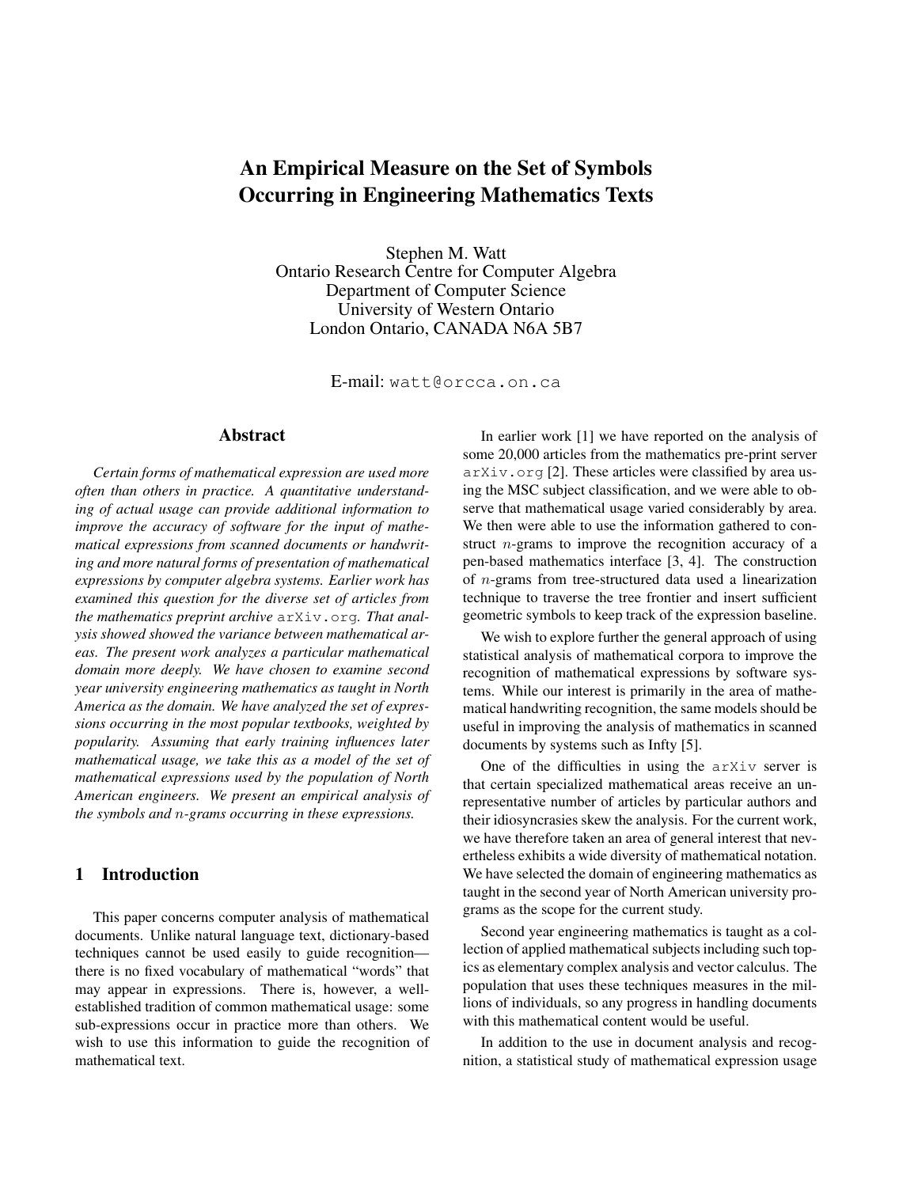# An Empirical Measure on the Set of Symbols Occurring in Engineering Mathematics Texts

Stephen M. Watt
Ontario Research Centre for Computer Algebra
Department of Computer Science
University of Western Ontario
London Ontario, CANADA N6A 5B7

E-mail: `watt@orcca.on.ca`

## Abstract

*Certain forms of mathematical expression are used more often than others in practice. A quantitative understanding of actual usage can provide additional information to improve the accuracy of software for the input of mathematical expressions from scanned documents or handwriting and more natural forms of presentation of mathematical expressions by computer algebra systems. Earlier work has examined this question for the diverse set of articles from the mathematics preprint archive* `arXiv.org`*. That analysis showed showed the variance between mathematical areas. The present work analyzes a particular mathematical domain more deeply. We have chosen to examine second year university engineering mathematics as taught in North America as the domain. We have analyzed the set of expressions occurring in the most popular textbooks, weighted by popularity. Assuming that early training influences later mathematical usage, we take this as a model of the set of mathematical expressions used by the population of North American engineers. We present an empirical analysis of the symbols and* $n$*-grams occurring in these expressions.*

## 1 Introduction

This paper concerns computer analysis of mathematical documents. Unlike natural language text, dictionary-based techniques cannot be used easily to guide recognition—there is no fixed vocabulary of mathematical "words" that may appear in expressions. There is, however, a well-established tradition of common mathematical usage: some sub-expressions occur in practice more than others. We wish to use this information to guide the recognition of mathematical text.

In earlier work [1] we have reported on the analysis of some 20,000 articles from the mathematics pre-print server `arXiv.org` [2]. These articles were classified by area using the MSC subject classification, and we were able to observe that mathematical usage varied considerably by area. We then were able to use the information gathered to construct $n$-grams to improve the recognition accuracy of a pen-based mathematics interface [3, 4]. The construction of $n$-grams from tree-structured data used a linearization technique to traverse the tree frontier and insert sufficient geometric symbols to keep track of the expression baseline.

We wish to explore further the general approach of using statistical analysis of mathematical corpora to improve the recognition of mathematical expressions by software systems. While our interest is primarily in the area of mathematical handwriting recognition, the same models should be useful in improving the analysis of mathematics in scanned documents by systems such as Infty [5].

One of the difficulties in using the `arXiv` server is that certain specialized mathematical areas receive an unrepresentative number of articles by particular authors and their idiosyncrasies skew the analysis. For the current work, we have therefore taken an area of general interest that nevertheless exhibits a wide diversity of mathematical notation. We have selected the domain of engineering mathematics as taught in the second year of North American university programs as the scope for the current study.

Second year engineering mathematics is taught as a collection of applied mathematical subjects including such topics as elementary complex analysis and vector calculus. The population that uses these techniques measures in the millions of individuals, so any progress in handling documents with this mathematical content would be useful.

In addition to the use in document analysis and recognition, a statistical study of mathematical expression usage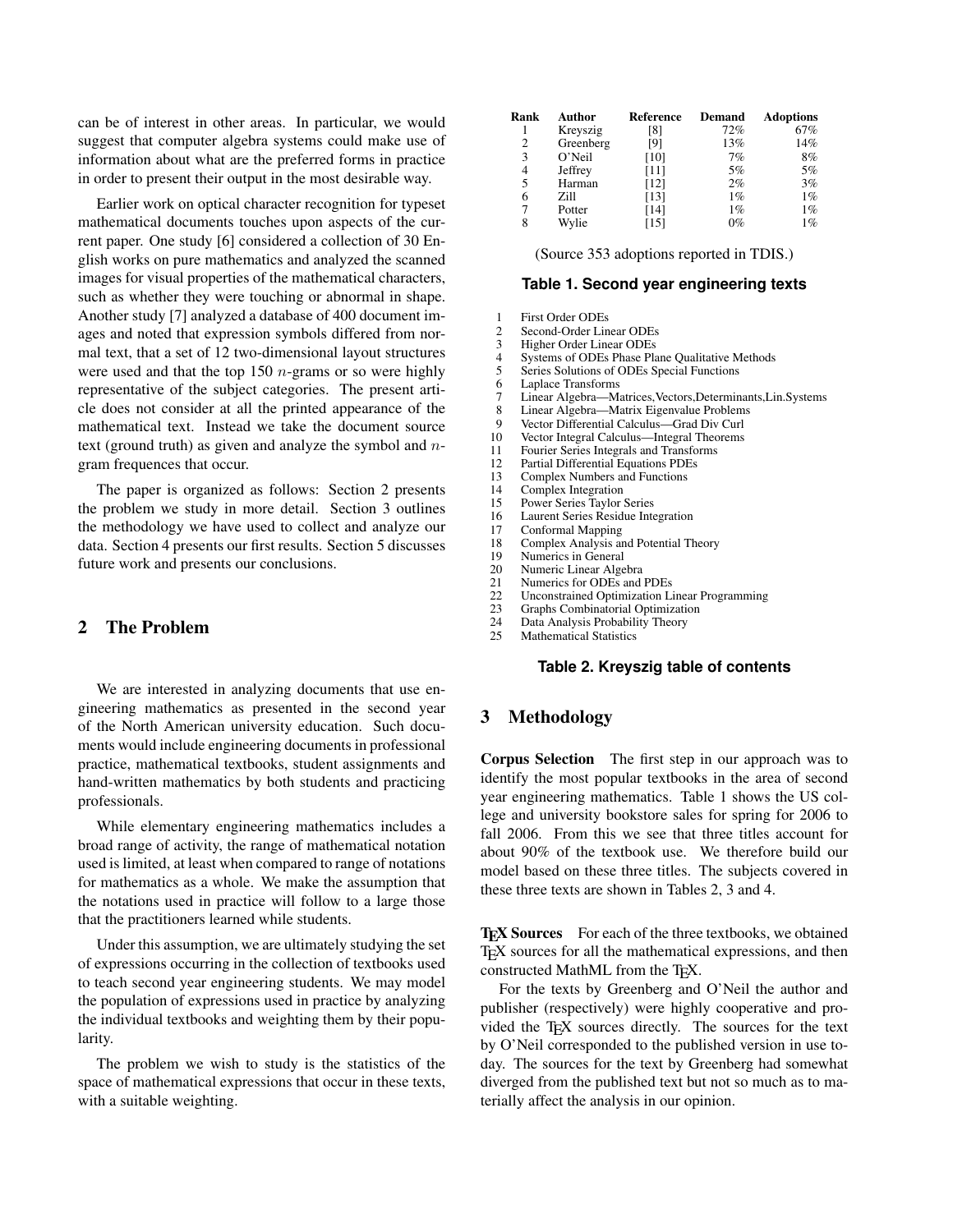can be of interest in other areas. In particular, we would suggest that computer algebra systems could make use of information about what are the preferred forms in practice in order to present their output in the most desirable way.

Earlier work on optical character recognition for typeset mathematical documents touches upon aspects of the current paper. One study [6] considered a collection of 30 English works on pure mathematics and analyzed the scanned images for visual properties of the mathematical characters, such as whether they were touching or abnormal in shape. Another study [7] analyzed a database of 400 document images and noted that expression symbols differed from normal text, that a set of 12 two-dimensional layout structures were used and that the top 150 $n$-grams or so were highly representative of the subject categories. The present article does not consider at all the printed appearance of the mathematical text. Instead we take the document source text (ground truth) as given and analyze the symbol and $n$-gram frequences that occur.

The paper is organized as follows: Section 2 presents the problem we study in more detail. Section 3 outlines the methodology we have used to collect and analyze our data. Section 4 presents our first results. Section 5 discusses future work and presents our conclusions.

## 2 The Problem

We are interested in analyzing documents that use engineering mathematics as presented in the second year of the North American university education. Such documents would include engineering documents in professional practice, mathematical textbooks, student assignments and hand-written mathematics by both students and practicing professionals.

While elementary engineering mathematics includes a broad range of activity, the range of mathematical notation used is limited, at least when compared to range of notations for mathematics as a whole. We make the assumption that the notations used in practice will follow to a large those that the practitioners learned while students.

Under this assumption, we are ultimately studying the set of expressions occurring in the collection of textbooks used to teach second year engineering students. We may model the population of expressions used in practice by analyzing the individual textbooks and weighting them by their popularity.

The problem we wish to study is the statistics of the space of mathematical expressions that occur in these texts, with a suitable weighting.

| Rank | Author | Reference | Demand | Adoptions |
|---|---|---|---|---|
| 1 | Kreyszig | [8] | 72% | 67% |
| 2 | Greenberg | [9] | 13% | 14% |
| 3 | O'Neil | [10] | 7% | 8% |
| 4 | Jeffrey | [11] | 5% | 5% |
| 5 | Harman | [12] | 2% | 3% |
| 6 | Zill | [13] | 1% | 1% |
| 7 | Potter | [14] | 1% | 1% |
| 8 | Wylie | [15] | 0% | 1% |

(Source 353 adoptions reported in TDIS.)

**Table 1. Second year engineering texts**

| | |
|---|---|
| 1 | First Order ODEs |
| 2 | Second-Order Linear ODEs |
| 3 | Higher Order Linear ODEs |
| 4 | Systems of ODEs Phase Plane Qualitative Methods |
| 5 | Series Solutions of ODEs Special Functions |
| 6 | Laplace Transforms |
| 7 | Linear Algebra—Matrices,Vectors,Determinants,Lin.Systems |
| 8 | Linear Algebra—Matrix Eigenvalue Problems |
| 9 | Vector Differential Calculus—Grad Div Curl |
| 10 | Vector Integral Calculus—Integral Theorems |
| 11 | Fourier Series Integrals and Transforms |
| 12 | Partial Differential Equations PDEs |
| 13 | Complex Numbers and Functions |
| 14 | Complex Integration |
| 15 | Power Series Taylor Series |
| 16 | Laurent Series Residue Integration |
| 17 | Conformal Mapping |
| 18 | Complex Analysis and Potential Theory |
| 19 | Numerics in General |
| 20 | Numeric Linear Algebra |
| 21 | Numerics for ODEs and PDEs |
| 22 | Unconstrained Optimization Linear Programming |
| 23 | Graphs Combinatorial Optimization |
| 24 | Data Analysis Probability Theory |
| 25 | Mathematical Statistics |

**Table 2. Kreyszig table of contents**

## 3 Methodology

**Corpus Selection** The first step in our approach was to identify the most popular textbooks in the area of second year engineering mathematics. Table 1 shows the US college and university bookstore sales for spring for 2006 to fall 2006. From this we see that three titles account for about 90% of the textbook use. We therefore build our model based on these three titles. The subjects covered in these three texts are shown in Tables 2, 3 and 4.

**TEX Sources** For each of the three textbooks, we obtained TEX sources for all the mathematical expressions, and then constructed MathML from the TEX.

For the texts by Greenberg and O'Neil the author and publisher (respectively) were highly cooperative and provided the TEX sources directly. The sources for the text by O'Neil corresponded to the published version in use today. The sources for the text by Greenberg had somewhat diverged from the published text but not so much as to materially affect the analysis in our opinion.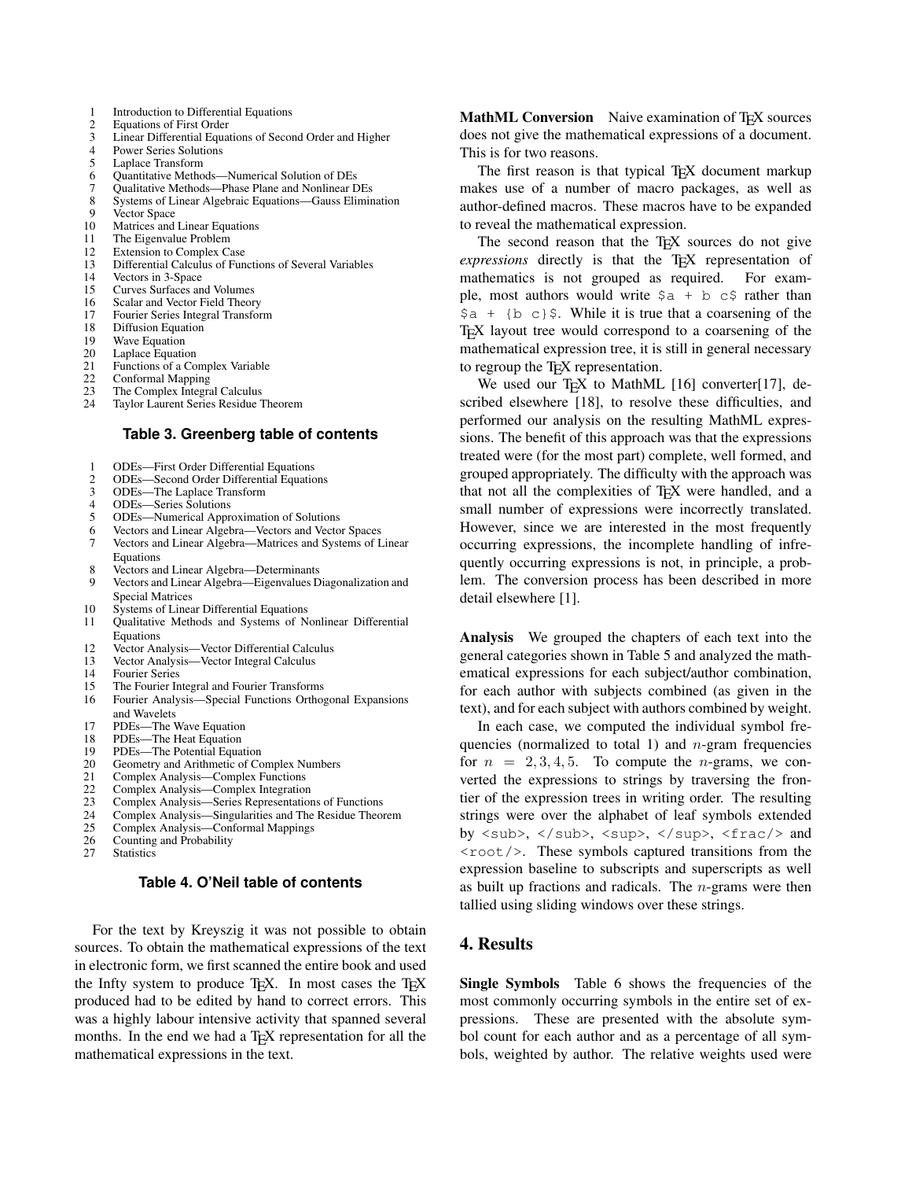| | |
|---|---|
| 1 | Introduction to Differential Equations |
| 2 | Equations of First Order |
| 3 | Linear Differential Equations of Second Order and Higher |
| 4 | Power Series Solutions |
| 5 | Laplace Transform |
| 6 | Quantitative Methods—Numerical Solution of DEs |
| 7 | Qualitative Methods—Phase Plane and Nonlinear DEs |
| 8 | Systems of Linear Algebraic Equations—Gauss Elimination |
| 9 | Vector Space |
| 10 | Matrices and Linear Equations |
| 11 | The Eigenvalue Problem |
| 12 | Extension to Complex Case |
| 13 | Differential Calculus of Functions of Several Variables |
| 14 | Vectors in 3-Space |
| 15 | Curves Surfaces and Volumes |
| 16 | Scalar and Vector Field Theory |
| 17 | Fourier Series Integral Transform |
| 18 | Diffusion Equation |
| 19 | Wave Equation |
| 20 | Laplace Equation |
| 21 | Functions of a Complex Variable |
| 22 | Conformal Mapping |
| 23 | The Complex Integral Calculus |
| 24 | Taylor Laurent Series Residue Theorem |

**Table 3. Greenberg table of contents**

| | |
|---|---|
| 1 | ODEs—First Order Differential Equations |
| 2 | ODEs—Second Order Differential Equations |
| 3 | ODEs—The Laplace Transform |
| 4 | ODEs—Series Solutions |
| 5 | ODEs—Numerical Approximation of Solutions |
| 6 | Vectors and Linear Algebra—Vectors and Vector Spaces |
| 7 | Vectors and Linear Algebra—Matrices and Systems of Linear Equations |
| 8 | Vectors and Linear Algebra—Determinants |
| 9 | Vectors and Linear Algebra—Eigenvalues Diagonalization and Special Matrices |
| 10 | Systems of Linear Differential Equations |
| 11 | Qualitative Methods and Systems of Nonlinear Differential Equations |
| 12 | Vector Analysis—Vector Differential Calculus |
| 13 | Vector Analysis—Vector Integral Calculus |
| 14 | Fourier Series |
| 15 | The Fourier Integral and Fourier Transforms |
| 16 | Fourier Analysis—Special Functions Orthogonal Expansions and Wavelets |
| 17 | PDEs—The Wave Equation |
| 18 | PDEs—The Heat Equation |
| 19 | PDEs—The Potential Equation |
| 20 | Geometry and Arithmetic of Complex Numbers |
| 21 | Complex Analysis—Complex Functions |
| 22 | Complex Analysis—Complex Integration |
| 23 | Complex Analysis—Series Representations of Functions |
| 24 | Complex Analysis—Singularities and The Residue Theorem |
| 25 | Complex Analysis—Conformal Mappings |
| 26 | Counting and Probability |
| 27 | Statistics |

**Table 4. O'Neil table of contents**

For the text by Kreyszig it was not possible to obtain sources. To obtain the mathematical expressions of the text in electronic form, we first scanned the entire book and used the Infty system to produce TEX. In most cases the TEX produced had to be edited by hand to correct errors. This was a highly labour intensive activity that spanned several months. In the end we had a TEX representation for all the mathematical expressions in the text.

**MathML Conversion** Naive examination of TEX sources does not give the mathematical expressions of a document. This is for two reasons.

The first reason is that typical TEX document markup makes use of a number of macro packages, as well as author-defined macros. These macros have to be expanded to reveal the mathematical expression.

The second reason that the TEX sources do not give *expressions* directly is that the TEX representation of mathematics is not grouped as required. For example, most authors would write `$a + b c$` rather than `$a + {b c}$`. While it is true that a coarsening of the TEX layout tree would correspond to a coarsening of the mathematical expression tree, it is still in general necessary to regroup the TEX representation.

We used our TEX to MathML [16] converter[17], described elsewhere [18], to resolve these difficulties, and performed our analysis on the resulting MathML expressions. The benefit of this approach was that the expressions treated were (for the most part) complete, well formed, and grouped appropriately. The difficulty with the approach was that not all the complexities of TEX were handled, and a small number of expressions were incorrectly translated. However, since we are interested in the most frequently occurring expressions, the incomplete handling of infrequently occurring expressions is not, in principle, a problem. The conversion process has been described in more detail elsewhere [1].

**Analysis** We grouped the chapters of each text into the general categories shown in Table 5 and analyzed the mathematical expressions for each subject/author combination, for each author with subjects combined (as given in the text), and for each subject with authors combined by weight.

In each case, we computed the individual symbol frequencies (normalized to total 1) and $n$-gram frequencies for $n = 2, 3, 4, 5$. To compute the $n$-grams, we converted the expressions to strings by traversing the frontier of the expression trees in writing order. The resulting strings were over the alphabet of leaf symbols extended by `<sub>`, `</sub>`, `<sup>`, `</sup>`, `<frac/>` and `<root/>`. These symbols captured transitions from the expression baseline to subscripts and superscripts as well as built up fractions and radicals. The $n$-grams were then tallied using sliding windows over these strings.

## 4. Results

**Single Symbols** Table 6 shows the frequencies of the most commonly occurring symbols in the entire set of expressions. These are presented with the absolute symbol count for each author and as a percentage of all symbols, weighted by author. The relative weights used were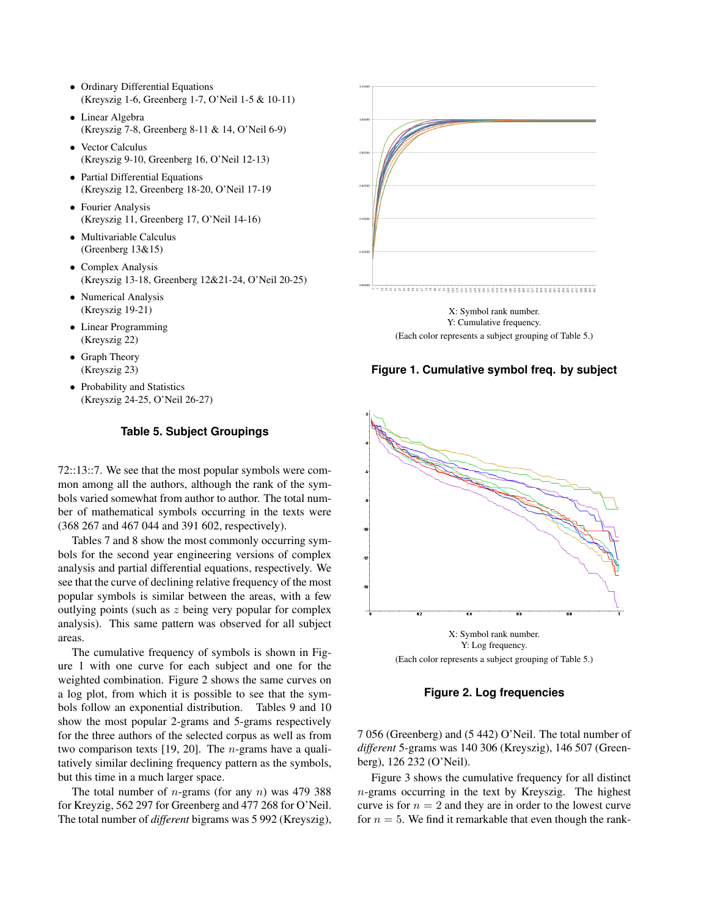- Ordinary Differential Equations
  (Kreyszig 1-6, Greenberg 1-7, O'Neil 1-5 & 10-11)
- Linear Algebra
  (Kreyszig 7-8, Greenberg 8-11 & 14, O'Neil 6-9)
- Vector Calculus
  (Kreyszig 9-10, Greenberg 16, O'Neil 12-13)
- Partial Differential Equations
  (Kreyszig 12, Greenberg 18-20, O'Neil 17-19
- Fourier Analysis
  (Kreyszig 11, Greenberg 17, O'Neil 14-16)
- Multivariable Calculus
  (Greenberg 13&15)
- Complex Analysis
  (Kreyszig 13-18, Greenberg 12&21-24, O'Neil 20-25)
- Numerical Analysis
  (Kreyszig 19-21)
- Linear Programming
  (Kreyszig 22)
- Graph Theory
  (Kreyszig 23)
- Probability and Statistics
  (Kreyszig 24-25, O'Neil 26-27)

**Table 5. Subject Groupings**

72::13::7. We see that the most popular symbols were common among all the authors, although the rank of the symbols varied somewhat from author to author. The total number of mathematical symbols occurring in the texts were (368 267 and 467 044 and 391 602, respectively).

Tables 7 and 8 show the most commonly occurring symbols for the second year engineering versions of complex analysis and partial differential equations, respectively. We see that the curve of declining relative frequency of the most popular symbols is similar between the areas, with a few outlying points (such as $z$ being very popular for complex analysis). This same pattern was observed for all subject areas.

The cumulative frequency of symbols is shown in Figure 1 with one curve for each subject and one for the weighted combination. Figure 2 shows the same curves on a log plot, from which it is possible to see that the symbols follow an exponential distribution. Tables 9 and 10 show the most popular 2-grams and 5-grams respectively for the three authors of the selected corpus as well as from two comparison texts [19, 20]. The $n$-grams have a qualitatively similar declining frequency pattern as the symbols, but this time in a much larger space.

The total number of $n$-grams (for any $n$) was 479 388 for Kreyzig, 562 297 for Greenberg and 477 268 for O'Neil. The total number of *different* bigrams was 5 992 (Kreyszig), 7 056 (Greenberg) and (5 442) O'Neil. The total number of *different* 5-grams was 140 306 (Kreyszig), 146 507 (Greenberg), 126 232 (O'Neil).

X: Symbol rank number.
Y: Cumulative frequency.
(Each color represents a subject grouping of Table 5.)

**Figure 1. Cumulative symbol freq. by subject**

X: Symbol rank number.
Y: Log frequency.
(Each color represents a subject grouping of Table 5.)

**Figure 2. Log frequencies**

Figure 3 shows the cumulative frequency for all distinct $n$-grams occurring in the text by Kreyszig. The highest curve is for $n = 2$ and they are in order to the lowest curve for $n = 5$. We find it remarkable that even though the rank-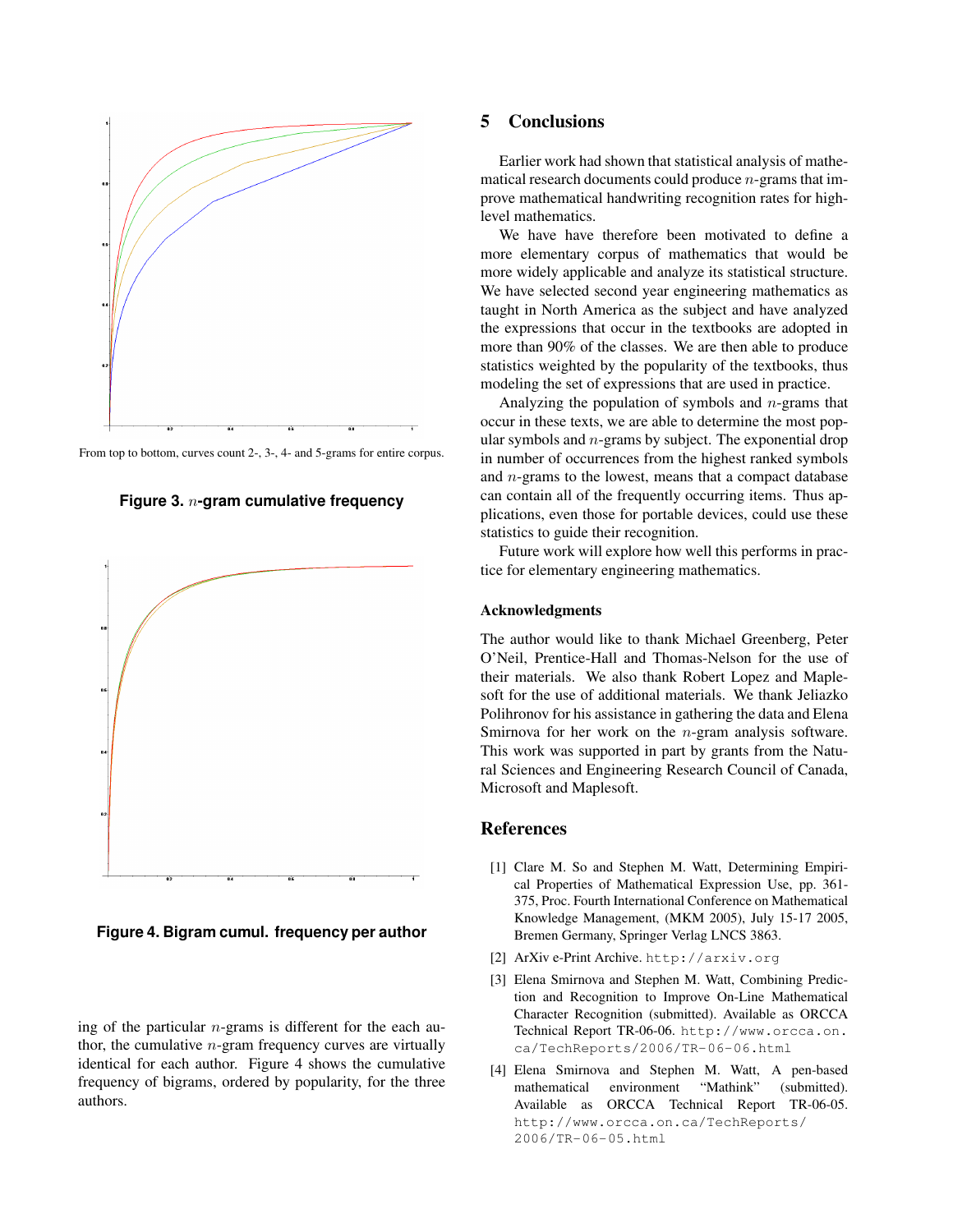From top to bottom, curves count 2-, 3-, 4- and 5-grams for entire corpus.

**Figure 3.** $n$**-gram cumulative frequency**

**Figure 4. Bigram cumul. frequency per author**

ing of the particular $n$-grams is different for the each author, the cumulative $n$-gram frequency curves are virtually identical for each author. Figure 4 shows the cumulative frequency of bigrams, ordered by popularity, for the three authors.

## 5 Conclusions

Earlier work had shown that statistical analysis of mathematical research documents could produce $n$-grams that improve mathematical handwriting recognition rates for high-level mathematics.

We have have therefore been motivated to define a more elementary corpus of mathematics that would be more widely applicable and analyze its statistical structure. We have selected second year engineering mathematics as taught in North America as the subject and have analyzed the expressions that occur in the textbooks are adopted in more than 90% of the classes. We are then able to produce statistics weighted by the popularity of the textbooks, thus modeling the set of expressions that are used in practice.

Analyzing the population of symbols and $n$-grams that occur in these texts, we are able to determine the most popular symbols and $n$-grams by subject. The exponential drop in number of occurrences from the highest ranked symbols and $n$-grams to the lowest, means that a compact database can contain all of the frequently occurring items. Thus applications, even those for portable devices, could use these statistics to guide their recognition.

Future work will explore how well this performs in practice for elementary engineering mathematics.

### Acknowledgments

The author would like to thank Michael Greenberg, Peter O'Neil, Prentice-Hall and Thomas-Nelson for the use of their materials. We also thank Robert Lopez and Maplesoft for the use of additional materials. We thank Jeliazko Polihronov for his assistance in gathering the data and Elena Smirnova for her work on the $n$-gram analysis software. This work was supported in part by grants from the Natural Sciences and Engineering Research Council of Canada, Microsoft and Maplesoft.

## References

[1] Clare M. So and Stephen M. Watt, Determining Empirical Properties of Mathematical Expression Use, pp. 361-375, Proc. Fourth International Conference on Mathematical Knowledge Management, (MKM 2005), July 15-17 2005, Bremen Germany, Springer Verlag LNCS 3863.

[2] ArXiv e-Print Archive. `http://arxiv.org`

[3] Elena Smirnova and Stephen M. Watt, Combining Prediction and Recognition to Improve On-Line Mathematical Character Recognition (submitted). Available as ORCCA Technical Report TR-06-06. `http://www.orcca.on.ca/TechReports/2006/TR-06-06.html`

[4] Elena Smirnova and Stephen M. Watt, A pen-based mathematical environment "Mathink" (submitted). Available as ORCCA Technical Report TR-06-05. `http://www.orcca.on.ca/TechReports/2006/TR-06-05.html`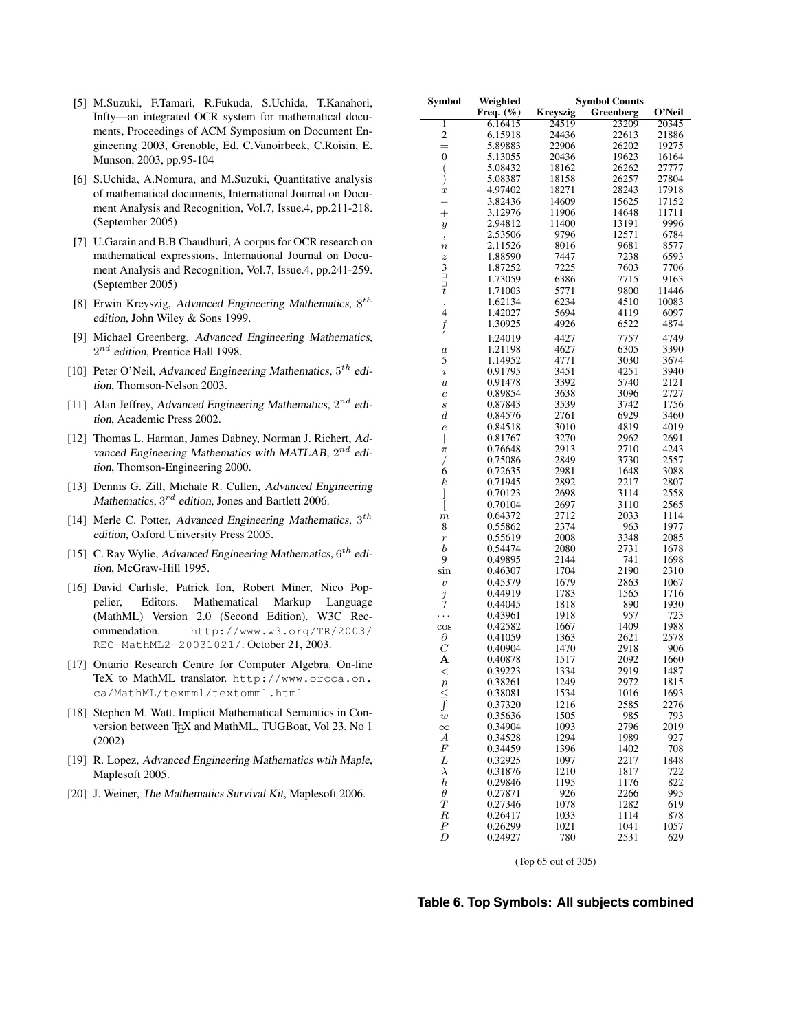[5] M.Suzuki, F.Tamari, R.Fukuda, S.Uchida, T.Kanahori, Infty—an integrated OCR system for mathematical documents, Proceedings of ACM Symposium on Document Engineering 2003, Grenoble, Ed. C.Vanoirbeek, C.Roisin, E. Munson, 2003, pp.95-104

[6] S.Uchida, A.Nomura, and M.Suzuki, Quantitative analysis of mathematical documents, International Journal on Document Analysis and Recognition, Vol.7, Issue.4, pp.211-218. (September 2005)

[7] U.Garain and B.B Chaudhuri, A corpus for OCR research on mathematical expressions, International Journal on Document Analysis and Recognition, Vol.7, Issue.4, pp.241-259. (September 2005)

[8] Erwin Kreyszig, *Advanced Engineering Mathematics*, $8^{th}$ *edition*, John Wiley & Sons 1999.

[9] Michael Greenberg, *Advanced Engineering Mathematics*, $2^{nd}$ *edition*, Prentice Hall 1998.

[10] Peter O'Neil, *Advanced Engineering Mathematics*, $5^{th}$ *edition*, Thomson-Nelson 2003.

[11] Alan Jeffrey, *Advanced Engineering Mathematics*, $2^{nd}$ *edition*, Academic Press 2002.

[12] Thomas L. Harman, James Dabney, Norman J. Richert, *Advanced Engineering Mathematics with MATLAB*, $2^{nd}$ *edition*, Thomson-Engineering 2000.

[13] Dennis G. Zill, Michale R. Cullen, *Advanced Engineering Mathematics*, $3^{rd}$ *edition*, Jones and Bartlett 2006.

[14] Merle C. Potter, *Advanced Engineering Mathematics*, $3^{th}$ *edition*, Oxford University Press 2005.

[15] C. Ray Wylie, *Advanced Engineering Mathematics*, $6^{th}$ *edition*, McGraw-Hill 1995.

[16] David Carlisle, Patrick Ion, Robert Miner, Nico Poppelier, Editors. Mathematical Markup Language (MathML) Version 2.0 (Second Edition). W3C Recommendation. `http://www.w3.org/TR/2003/REC-MathML2-20031021/`. October 21, 2003.

[17] Ontario Research Centre for Computer Algebra. On-line TeX to MathML translator. `http://www.orcca.on.ca/MathML/texmml/textomml.html`

[18] Stephen M. Watt. Implicit Mathematical Semantics in Conversion between TeX and MathML, TUGBoat, Vol 23, No 1 (2002)

[19] R. Lopez, *Advanced Engineering Mathematics wtih Maple*, Maplesoft 2005.

[20] J. Weiner, *The Mathematics Survival Kit*, Maplesoft 2006.

| Symbol | Weighted Freq. (%) | Symbol Counts | | |
|---|---|---|---|---|
| | | Kreyszig | Greenberg | O'Neil |
| 1 | 6.16415 | 24519 | 23209 | 20345 |
| 2 | 6.15918 | 24436 | 22613 | 21886 |
| $=$ | 5.89883 | 22906 | 26202 | 19275 |
| 0 | 5.13055 | 20436 | 19623 | 16164 |
| ( | 5.08432 | 18162 | 26262 | 27777 |
| ) | 5.08387 | 18158 | 26257 | 27804 |
| $x$ | 4.97402 | 18271 | 28243 | 17918 |
| $-$ | 3.82436 | 14609 | 15625 | 17152 |
| $+$ | 3.12976 | 11906 | 14648 | 11711 |
| $y$ | 2.94812 | 11400 | 13191 | 9996 |
| , | 2.53506 | 9796 | 12571 | 6784 |
| $n$ | 2.11526 | 8016 | 9681 | 8577 |
| $z$ | 1.88590 | 7447 | 7238 | 6593 |
| 3 | 1.87252 | 7225 | 7603 | 7706 |
| $\frac{\square}{\square}$ | 1.73059 | 6386 | 7715 | 9163 |
| $t$ | 1.71003 | 5771 | 9800 | 11446 |
| . | 1.62134 | 6234 | 4510 | 10083 |
| 4 | 1.42027 | 5694 | 4119 | 6097 |
| $f$ | 1.30925 | 4926 | 6522 | 4874 |
| $'$ | 1.24019 | 4427 | 7757 | 4749 |
| $a$ | 1.21198 | 4627 | 6305 | 3390 |
| 5 | 1.14952 | 4771 | 3030 | 3674 |
| $i$ | 0.91795 | 3451 | 4251 | 3940 |
| $u$ | 0.91478 | 3392 | 5740 | 2121 |
| $c$ | 0.89854 | 3638 | 3096 | 2727 |
| $s$ | 0.87843 | 3539 | 3742 | 1756 |
| $d$ | 0.84576 | 2761 | 6929 | 3460 |
| $e$ | 0.84518 | 3010 | 4819 | 4019 |
| $\|$ | 0.81767 | 3270 | 2962 | 2691 |
| $\pi$ | 0.76648 | 2913 | 2710 | 4243 |
| / | 0.75086 | 2849 | 3730 | 2557 |
| 6 | 0.72635 | 2981 | 1648 | 3088 |
| $k$ | 0.71945 | 2892 | 2217 | 2807 |
| ] | 0.70123 | 2698 | 3114 | 2558 |
| [ | 0.70104 | 2697 | 3110 | 2565 |
| $m$ | 0.64372 | 2712 | 2033 | 1114 |
| 8 | 0.55862 | 2374 | 963 | 1977 |
| $r$ | 0.55619 | 2008 | 3348 | 2085 |
| $b$ | 0.54474 | 2080 | 2731 | 1678 |
| 9 | 0.49895 | 2144 | 741 | 1698 |
| sin | 0.46307 | 1704 | 2190 | 2310 |
| $v$ | 0.45379 | 1679 | 2863 | 1067 |
| $j$ | 0.44919 | 1783 | 1565 | 1716 |
| 7 | 0.44045 | 1818 | 890 | 1930 |
| $\cdots$ | 0.43961 | 1918 | 957 | 723 |
| cos | 0.42582 | 1667 | 1409 | 1988 |
| $\partial$ | 0.41059 | 1363 | 2621 | 2578 |
| $C$ | 0.40904 | 1470 | 2918 | 906 |
| $\mathbf{A}$ | 0.40878 | 1517 | 2092 | 1660 |
| $<$ | 0.39223 | 1334 | 2919 | 1487 |
| $p$ | 0.38261 | 1249 | 2972 | 1815 |
| $\leq$ | 0.38081 | 1534 | 1016 | 1693 |
| $\int$ | 0.37320 | 1216 | 2585 | 2276 |
| $w$ | 0.35636 | 1505 | 985 | 793 |
| $\infty$ | 0.34904 | 1093 | 2796 | 2019 |
| $A$ | 0.34528 | 1294 | 1989 | 927 |
| $F$ | 0.34459 | 1396 | 1402 | 708 |
| $L$ | 0.32925 | 1097 | 2217 | 1848 |
| $\lambda$ | 0.31876 | 1210 | 1817 | 722 |
| $h$ | 0.29846 | 1195 | 1176 | 822 |
| $\theta$ | 0.27871 | 926 | 2266 | 995 |
| $T$ | 0.27346 | 1078 | 1282 | 619 |
| $R$ | 0.26417 | 1033 | 1114 | 878 |
| $P$ | 0.26299 | 1021 | 1041 | 1057 |
| $D$ | 0.24927 | 780 | 2531 | 629 |

(Top 65 out of 305)

**Table 6. Top Symbols: All subjects combined**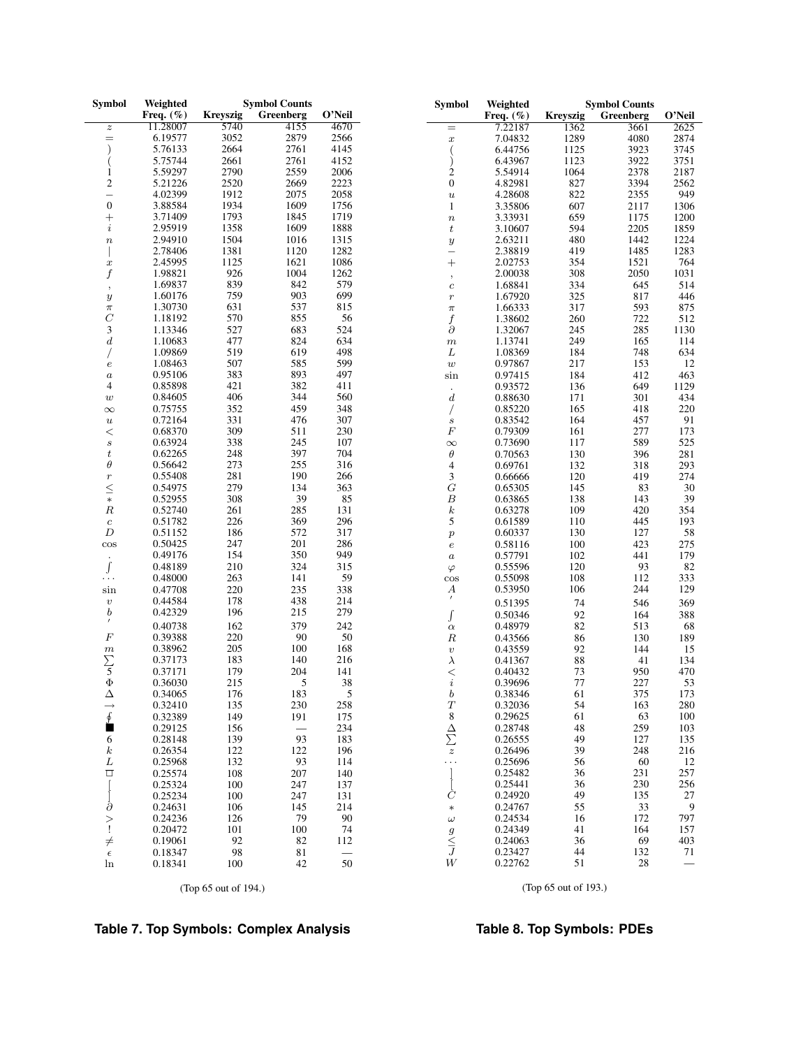| Symbol | Weighted Freq. (%) | Symbol Counts | | |
|---|---|---|---|---|
| | | Kreyszig | Greenberg | O'Neil |
| $z$ | 11.28007 | 5740 | 4155 | 4670 |
| $=$ | 6.19577 | 3052 | 2879 | 2566 |
| $)$ | 5.76133 | 2664 | 2761 | 4145 |
| $($ | 5.75744 | 2661 | 2761 | 4152 |
| 1 | 5.59297 | 2790 | 2559 | 2006 |
| 2 | 5.21226 | 2520 | 2669 | 2223 |
| $-$ | 4.02399 | 1912 | 2075 | 2058 |
| 0 | 3.88584 | 1934 | 1609 | 1756 |
| $+$ | 3.71409 | 1793 | 1845 | 1719 |
| $i$ | 2.95919 | 1358 | 1609 | 1888 |
| $n$ | 2.94910 | 1504 | 1016 | 1315 |
| $\|$ | 2.78406 | 1381 | 1120 | 1282 |
| $x$ | 2.45995 | 1125 | 1621 | 1086 |
| $f$ | 1.98821 | 926 | 1004 | 1262 |
| , | 1.69837 | 839 | 842 | 579 |
| $y$ | 1.60176 | 759 | 903 | 699 |
| $\pi$ | 1.30730 | 631 | 537 | 815 |
| $C$ | 1.18192 | 570 | 855 | 56 |
| 3 | 1.13346 | 527 | 683 | 524 |
| $d$ | 1.10683 | 477 | 824 | 634 |
| $/$ | 1.09869 | 519 | 619 | 498 |
| $e$ | 1.08463 | 507 | 585 | 599 |
| $a$ | 0.95106 | 383 | 893 | 497 |
| 4 | 0.85898 | 421 | 382 | 411 |
| $w$ | 0.84605 | 406 | 344 | 560 |
| $\infty$ | 0.75755 | 352 | 459 | 348 |
| $u$ | 0.72164 | 331 | 476 | 307 |
| $<$ | 0.68370 | 309 | 511 | 230 |
| $s$ | 0.63924 | 338 | 245 | 107 |
| $t$ | 0.62265 | 248 | 397 | 704 |
| $\theta$ | 0.56642 | 273 | 255 | 316 |
| $r$ | 0.55408 | 281 | 190 | 266 |
| $\leq$ | 0.54975 | 279 | 134 | 363 |
| $*$ | 0.52955 | 308 | 39 | 85 |
| $R$ | 0.52740 | 261 | 285 | 131 |
| $c$ | 0.51782 | 226 | 369 | 296 |
| $D$ | 0.51152 | 186 | 572 | 317 |
| $\cos$ | 0.50425 | 247 | 201 | 286 |
| . | 0.49176 | 154 | 350 | 949 |
| $\int$ | 0.48189 | 210 | 324 | 315 |
| $\cdots$ | 0.48000 | 263 | 141 | 59 |
| $\sin$ | 0.47708 | 220 | 235 | 338 |
| $v$ | 0.44584 | 178 | 438 | 214 |
| $b$ | 0.42329 | 196 | 215 | 279 |
| $'$ | 0.40738 | 162 | 379 | 242 |
| $F$ | 0.39388 | 220 | 90 | 50 |
| $m$ | 0.38962 | 205 | 100 | 168 |
| $\sum$ | 0.37173 | 183 | 140 | 216 |
| 5 | 0.37171 | 179 | 204 | 141 |
| $\Phi$ | 0.36030 | 215 | 5 | 38 |
| $\Delta$ | 0.34065 | 176 | 183 | 5 |
| $\rightarrow$ | 0.32410 | 135 | 230 | 258 |
| $\oint$ | 0.32389 | 149 | 191 | 175 |
| $\blacksquare$ | 0.29125 | 156 | — | 234 |
| 6 | 0.28148 | 139 | 93 | 183 |
| $k$ | 0.26354 | 122 | 122 | 196 |
| $L$ | 0.25968 | 132 | 93 | 114 |
| $\overline{\square}$ | 0.25574 | 108 | 207 | 140 |
| $[$ | 0.25324 | 100 | 247 | 137 |
| $]$ | 0.25234 | 100 | 247 | 131 |
| $\partial$ | 0.24631 | 106 | 145 | 214 |
| $>$ | 0.24236 | 126 | 79 | 90 |
| ! | 0.20472 | 101 | 100 | 74 |
| $\neq$ | 0.19061 | 92 | 82 | 112 |
| $\epsilon$ | 0.18347 | 98 | 81 | — |
| $\ln$ | 0.18341 | 100 | 42 | 50 |

(Top 65 out of 194.)

**Table 7. Top Symbols: Complex Analysis**

| Symbol | Weighted Freq. (%) | Symbol Counts | | |
|---|---|---|---|---|
| | | Kreyszig | Greenberg | O'Neil |
| $=$ | 7.22187 | 1362 | 3661 | 2625 |
| $x$ | 7.04832 | 1289 | 4080 | 2874 |
| $($ | 6.44756 | 1125 | 3923 | 3745 |
| $)$ | 6.43967 | 1123 | 3922 | 3751 |
| 2 | 5.54914 | 1064 | 2378 | 2187 |
| 0 | 4.82981 | 827 | 3394 | 2562 |
| $u$ | 4.28608 | 822 | 2355 | 949 |
| 1 | 3.35806 | 607 | 2117 | 1306 |
| $n$ | 3.33931 | 659 | 1175 | 1200 |
| $t$ | 3.10607 | 594 | 2205 | 1859 |
| $y$ | 2.63211 | 480 | 1442 | 1224 |
| $-$ | 2.38819 | 419 | 1485 | 1283 |
| $+$ | 2.02753 | 354 | 1521 | 764 |
| , | 2.00038 | 308 | 2050 | 1031 |
| $c$ | 1.68841 | 334 | 645 | 514 |
| $r$ | 1.67920 | 325 | 817 | 446 |
| $\pi$ | 1.66333 | 317 | 593 | 875 |
| $f$ | 1.38602 | 260 | 722 | 512 |
| $\partial$ | 1.32067 | 245 | 285 | 1130 |
| $m$ | 1.13741 | 249 | 165 | 114 |
| $L$ | 1.08369 | 184 | 748 | 634 |
| $w$ | 0.97867 | 217 | 153 | 12 |
| $\sin$ | 0.97415 | 184 | 412 | 463 |
| . | 0.93572 | 136 | 649 | 1129 |
| $d$ | 0.88630 | 171 | 301 | 434 |
| $/$ | 0.85220 | 165 | 418 | 220 |
| $s$ | 0.83542 | 164 | 457 | 91 |
| $F$ | 0.79309 | 161 | 277 | 173 |
| $\infty$ | 0.73690 | 117 | 589 | 525 |
| $\theta$ | 0.70563 | 130 | 396 | 281 |
| 4 | 0.69761 | 132 | 318 | 293 |
| 3 | 0.66666 | 120 | 419 | 274 |
| $G$ | 0.65305 | 145 | 83 | 30 |
| $B$ | 0.63865 | 138 | 143 | 39 |
| $k$ | 0.63278 | 109 | 420 | 354 |
| 5 | 0.61589 | 110 | 445 | 193 |
| $p$ | 0.60337 | 130 | 127 | 58 |
| $e$ | 0.58116 | 100 | 423 | 275 |
| $a$ | 0.57791 | 102 | 441 | 179 |
| $\varphi$ | 0.55596 | 120 | 93 | 82 |
| $\cos$ | 0.55098 | 108 | 112 | 333 |
| $A$ | 0.53950 | 106 | 244 | 129 |
| $'$ | 0.51395 | 74 | 546 | 369 |
| $\int$ | 0.50346 | 92 | 164 | 388 |
| $\alpha$ | 0.48979 | 82 | 513 | 68 |
| $R$ | 0.43566 | 86 | 130 | 189 |
| $v$ | 0.43559 | 92 | 144 | 15 |
| $\lambda$ | 0.41367 | 88 | 41 | 134 |
| $<$ | 0.40432 | 73 | 950 | 470 |
| $i$ | 0.39696 | 77 | 227 | 53 |
| $b$ | 0.38346 | 61 | 375 | 173 |
| $T$ | 0.32036 | 54 | 163 | 280 |
| 8 | 0.29625 | 61 | 63 | 100 |
| $\Delta$ | 0.28748 | 48 | 259 | 103 |
| $\sum$ | 0.26555 | 49 | 127 | 135 |
| $z$ | 0.26496 | 39 | 248 | 216 |
| $\cdots$ | 0.25696 | 56 | 60 | 12 |
| $]$ | 0.25482 | 36 | 231 | 257 |
| $[$ | 0.25441 | 36 | 230 | 256 |
| $C$ | 0.24920 | 49 | 135 | 27 |
| $*$ | 0.24767 | 55 | 33 | 9 |
| $\omega$ | 0.24534 | 16 | 172 | 797 |
| $g$ | 0.24349 | 41 | 164 | 157 |
| $\leq$ | 0.24063 | 36 | 69 | 403 |
| $J$ | 0.23427 | 44 | 132 | 71 |
| $W$ | 0.22762 | 51 | 28 | — |

(Top 65 out of 193.)

**Table 8. Top Symbols: PDEs**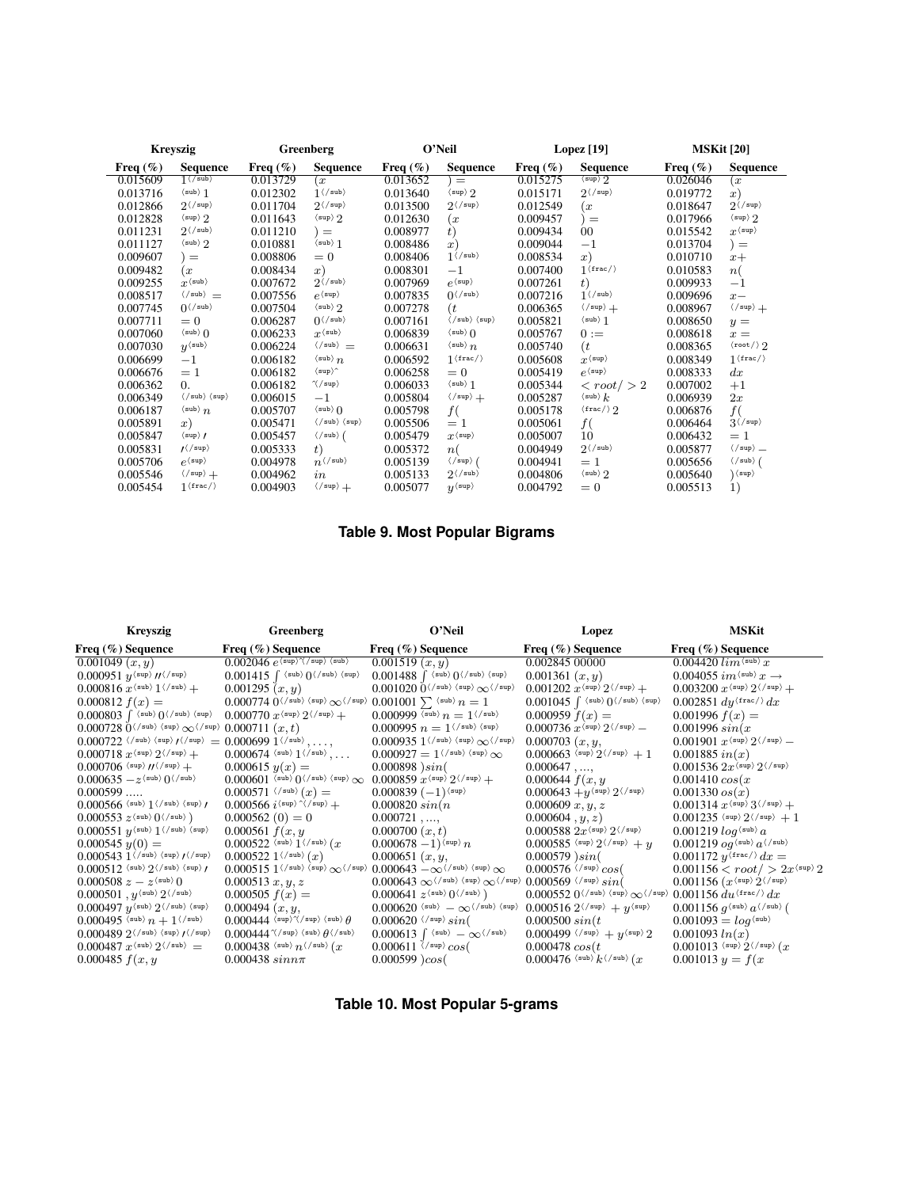| Kreyszig | | Greenberg | | O'Neil | | Lopez [19] | | MSKit [20] | |
|---|---|---|---|---|---|---|---|---|---|
| **Freq (%)** | **Sequence** | **Freq (%)** | **Sequence** | **Freq (%)** | **Sequence** | **Freq (%)** | **Sequence** | **Freq (%)** | **Sequence** |
| 0.015609 | 1⟨/sub⟩ | 0.013729 | (x | 0.013652 | ) = | 0.015275 | ⟨sup⟩2 | 0.026046 | (x |
| 0.013716 | ⟨sub⟩1 | 0.012302 | 1⟨/sub⟩ | 0.013640 | ⟨sup⟩2 | 0.015171 | 2⟨/sup⟩ | 0.019772 | x) |
| 0.012866 | 2⟨/sup⟩ | 0.011704 | 2⟨/sup⟩ | 0.013500 | 2⟨/sup⟩ | 0.012549 | (x | 0.018647 | 2⟨/sup⟩ |
| 0.012828 | ⟨sup⟩2 | 0.011643 | ⟨sup⟩2 | 0.012630 | (x | 0.009457 | ) = | 0.017966 | ⟨sup⟩2 |
| 0.011231 | 2⟨/sub⟩ | 0.011210 | ) = | 0.008977 | t) | 0.009434 | 00 | 0.015542 | x⟨sup⟩ |
| 0.011127 | ⟨sub⟩2 | 0.010881 | ⟨sub⟩1 | 0.008486 | x) | 0.009044 | −1 | 0.013704 | ) = |
| 0.009607 | ) = | 0.008806 | = 0 | 0.008406 | 1⟨/sub⟩ | 0.008534 | x) | 0.010710 | x+ |
| 0.009482 | (x | 0.008434 | x) | 0.008301 | −1 | 0.007400 | 1⟨frac/⟩ | 0.010583 | n( |
| 0.009255 | x⟨sub⟩ | 0.007672 | 2⟨/sub⟩ | 0.007969 | e⟨sup⟩ | 0.007261 | t) | 0.009933 | −1 |
| 0.008517 | ⟨/sub⟩ = | 0.007556 | e⟨sup⟩ | 0.007835 | 0⟨/sub⟩ | 0.007216 | 1⟨/sub⟩ | 0.009696 | x− |
| 0.007745 | 0⟨/sub⟩ | 0.007504 | ⟨sub⟩2 | 0.007278 | (t | 0.006365 | ⟨/sup⟩+ | 0.008967 | ⟨/sup⟩+ |
| 0.007711 | = 0 | 0.006287 | 0⟨/sub⟩ | 0.007161 | ⟨/sub⟩⟨sup⟩ | 0.005821 | ⟨sub⟩1 | 0.008650 | y = |
| 0.007060 | ⟨sub⟩0 | 0.006233 | x⟨sub⟩ | 0.006839 | ⟨sub⟩0 | 0.005767 | 0 := | 0.008618 | x = |
| 0.007030 | y⟨sub⟩ | 0.006224 | ⟨/sub⟩ = | 0.006631 | ⟨sub⟩n | 0.005740 | (t | 0.008365 | ⟨root/⟩2 |
| 0.006699 | −1 | 0.006182 | ⟨sub⟩n | 0.006592 | 1⟨frac/⟩ | 0.005608 | x⟨sup⟩ | 0.008349 | 1⟨frac/⟩ |
| 0.006676 | = 1 | 0.006182 | ⟨sup⟩^ | 0.006258 | = 0 | 0.005419 | e⟨sup⟩ | 0.008333 | dx |
| 0.006362 | 0. | 0.006182 | ^⟨/sup⟩ | 0.006033 | ⟨sub⟩1 | 0.005344 | < root/ > 2 | 0.007002 | +1 |
| 0.006349 | ⟨/sub⟩⟨sup⟩ | 0.006015 | −1 | 0.005804 | ⟨/sup⟩+ | 0.005287 | ⟨sub⟩k | 0.006939 | 2x |
| 0.006187 | ⟨sub⟩n | 0.005707 | ⟨sub⟩0 | 0.005798 | f( | 0.005178 | ⟨frac/⟩2 | 0.006876 | f( |
| 0.005891 | x) | 0.005471 | ⟨/sub⟩⟨sup⟩ | 0.005506 | = 1 | 0.005061 | f( | 0.006464 | 3⟨/sup⟩ |
| 0.005847 | ⟨sup⟩′ | 0.005457 | ⟨/sub⟩( | 0.005479 | x⟨sup⟩ | 0.005007 | 10 | 0.006432 | = 1 |
| 0.005831 | ′⟨/sup⟩ | 0.005333 | t) | 0.005372 | n( | 0.004949 | 2⟨/sub⟩ | 0.005877 | ⟨/sup⟩− |
| 0.005706 | e⟨sup⟩ | 0.004978 | n⟨/sub⟩ | 0.005139 | ⟨/sup⟩( | 0.004941 | = 1 | 0.005656 | ⟨/sub⟩( |
| 0.005546 | ⟨/sup⟩+ | 0.004962 | in | 0.005133 | 2⟨/sub⟩ | 0.004806 | ⟨sub⟩2 | 0.005640 | )⟨sup⟩ |
| 0.005454 | 1⟨frac/⟩ | 0.004903 | ⟨/sup⟩+ | 0.005077 | y⟨sup⟩ | 0.004792 | = 0 | 0.005513 | 1) |

**Table 9. Most Popular Bigrams**

| Kreyszig | | Greenberg | | O'Neil | | Lopez | | MSKit | |
|---|---|---|---|---|---|---|---|---|---|
| **Freq (%)** | **Sequence** | **Freq (%)** | **Sequence** | **Freq (%)** | **Sequence** | **Freq (%)** | **Sequence** | **Freq (%)** | **Sequence** |
| 0.001049 | (x, y) | 0.002046 | e⟨sup⟩^⟨/sup⟩⟨sub⟩ | 0.001519 | (x, y) | 0.002845 | 00000 | 0.004420 | lim⟨sub⟩x |
| 0.000951 | y⟨sup⟩″⟨/sup⟩ | 0.001415 | ∫⟨sub⟩0⟨/sub⟩⟨sup⟩ | 0.001488 | ∫⟨sub⟩0⟨/sub⟩⟨sup⟩ | 0.001361 | (x, y) | 0.004055 | im⟨sub⟩x → |
| 0.000816 | x⟨sub⟩1⟨/sub⟩+ | 0.001295 | (x, y) | 0.001020 | 0⟨/sub⟩⟨sup⟩∞⟨/sup⟩ | 0.001202 | x⟨sup⟩2⟨/sup⟩+ | 0.003200 | x⟨sup⟩2⟨/sup⟩+ |
| 0.000812 | f(x) = | 0.000774 | 0⟨/sub⟩⟨sup⟩∞⟨/sup⟩ | 0.001001 | ∑⟨sub⟩n = 1 | 0.001045 | ∫⟨sub⟩0⟨/sub⟩⟨sup⟩ | 0.002851 | dy⟨frac/⟩dx |
| 0.000803 | ∫⟨sub⟩0⟨/sub⟩⟨sup⟩ | 0.000770 | x⟨sup⟩2⟨/sup⟩+ | 0.000999 | ⟨sub⟩n = 1⟨/sub⟩ | 0.000959 | f(x) = | 0.001996 | f(x) = |
| 0.000728 | 0⟨/sub⟩⟨sup⟩∞⟨/sup⟩ | 0.000711 | (x, t) | 0.000995 | n = 1⟨/sub⟩⟨sup⟩ | 0.000736 | x⟨sup⟩2⟨/sup⟩− | 0.001996 | sin(x |
| 0.000722 | ⟨/sub⟩⟨sup⟩′⟨/sup⟩ = | 0.000699 | 1⟨/sub⟩, ..., | 0.000935 | 1⟨/sub⟩⟨sup⟩∞⟨/sup⟩ | 0.000703 | (x, y, | 0.001901 | x⟨sup⟩2⟨/sup⟩− |
| 0.000718 | x⟨sup⟩2⟨/sup⟩+ | 0.000674 | ⟨sub⟩1⟨/sub⟩, ... | 0.000927 | = 1⟨/sub⟩⟨sup⟩∞ | 0.000663 | ⟨sup⟩2⟨/sup⟩+1 | 0.001885 | in(x) |
| 0.000706 | ⟨sup⟩″⟨/sup⟩+ | 0.000615 | y(x) = | 0.000898 | )sin( | 0.000647 | , ..., | 0.001536 | 2x⟨sup⟩2⟨/sup⟩ |
| 0.000635 | −z⟨sub⟩0⟨/sub⟩ | 0.000601 | ⟨sub⟩0⟨/sub⟩⟨sup⟩∞ | 0.000859 | x⟨sup⟩2⟨/sup⟩+ | 0.000644 | f(x, y | 0.001410 | cos(x |
| 0.000599 | ..... | 0.000571 | ⟨/sub⟩(x) = | 0.000839 | (−1)⟨sup⟩ | 0.000643 | +y⟨sup⟩2⟨/sup⟩ | 0.001330 | os(x) |
| 0.000566 | ⟨sub⟩1⟨/sub⟩⟨sup⟩′ | 0.000566 | i⟨sup⟩^⟨/sup⟩+ | 0.000820 | sin(n | 0.000609 | x, y, z | 0.001314 | x⟨sup⟩3⟨/sup⟩+ |
| 0.000553 | z⟨sub⟩0⟨/sub⟩) | 0.000562 | (0) = 0 | 0.000721 | , ..., | 0.000604 | , y, z) | 0.001235 | ⟨sup⟩2⟨/sup⟩+1 |
| 0.000551 | y⟨sub⟩1⟨/sub⟩⟨sup⟩ | 0.000561 | f(x, y | 0.000700 | (x, t) | 0.000588 | 2x⟨sup⟩2⟨/sup⟩ | 0.001219 | log⟨sub⟩a |
| 0.000545 | y(0) = | 0.000522 | ⟨sub⟩1⟨/sub⟩(x | 0.000678 | −1)⟨sup⟩n | 0.000585 | ⟨sup⟩2⟨/sup⟩+y | 0.001219 | og⟨sub⟩a⟨/sub⟩ |
| 0.000543 | 1⟨/sub⟩⟨sup⟩′⟨/sup⟩ | 0.000522 | 1⟨/sub⟩(x) | 0.000651 | (x, y, | 0.000579 | )sin( | 0.001172 | y⟨frac/⟩dx = |
| 0.000512 | ⟨sub⟩2⟨/sub⟩⟨sup⟩′ | 0.000515 | 1⟨/sub⟩⟨sup⟩∞⟨/sup⟩ | 0.000643 | −∞⟨/sub⟩⟨sup⟩∞ | 0.000576 | ⟨/sup⟩cos( | 0.001156 | < root/ > 2x⟨sup⟩2 |
| 0.000508 | z − z⟨sub⟩0 | 0.000513 | x, y, z | 0.000643 | ∞⟨/sub⟩⟨sup⟩∞⟨/sup⟩ | 0.000569 | ⟨/sup⟩sin( | 0.001156 | (x⟨sup⟩2⟨/sup⟩ |
| 0.000501 | , y⟨sub⟩2⟨/sub⟩ | 0.000505 | f(x) = | 0.000641 | z⟨sub⟩0⟨/sub⟩) | 0.000552 | 0⟨/sub⟩⟨sup⟩∞⟨/sup⟩ | 0.001156 | du⟨frac/⟩dx |
| 0.000497 | y⟨sub⟩2⟨/sub⟩⟨sup⟩ | 0.000494 | (x, y, | 0.000620 | ⟨sub⟩−∞⟨/sub⟩⟨sup⟩ | 0.000516 | 2⟨/sup⟩+y⟨sup⟩ | 0.001156 | g⟨sub⟩a⟨/sub⟩( |
| 0.000495 | ⟨sub⟩n+1⟨/sub⟩ | 0.000444 | ⟨sup⟩^⟨/sup⟩⟨sub⟩θ | 0.000620 | ⟨/sup⟩sin( | 0.000500 | sin(t | 0.001093 | = log⟨sub⟩ |
| 0.000489 | 2⟨/sub⟩⟨sup⟩′⟨/sup⟩ | 0.000444 | ^⟨/sup⟩⟨sub⟩θ⟨/sub⟩ | 0.000613 | ∫⟨sub⟩−∞⟨/sub⟩ | 0.000499 | ⟨/sup⟩+y⟨sup⟩2 | 0.001093 | ln(x) |
| 0.000487 | x⟨sub⟩2⟨/sub⟩ = | 0.000438 | ⟨sub⟩n⟨/sub⟩(x | 0.000611 | ⟨/sup⟩cos( | 0.000478 | cos(t | 0.001013 | ⟨sup⟩2⟨/sup⟩(x |
| 0.000485 | f(x, y | 0.000438 | sinnπ | 0.000599 | )cos( | 0.000476 | ⟨sub⟩k⟨/sub⟩(x | 0.001013 | y = f(x |

**Table 10. Most Popular 5-grams**